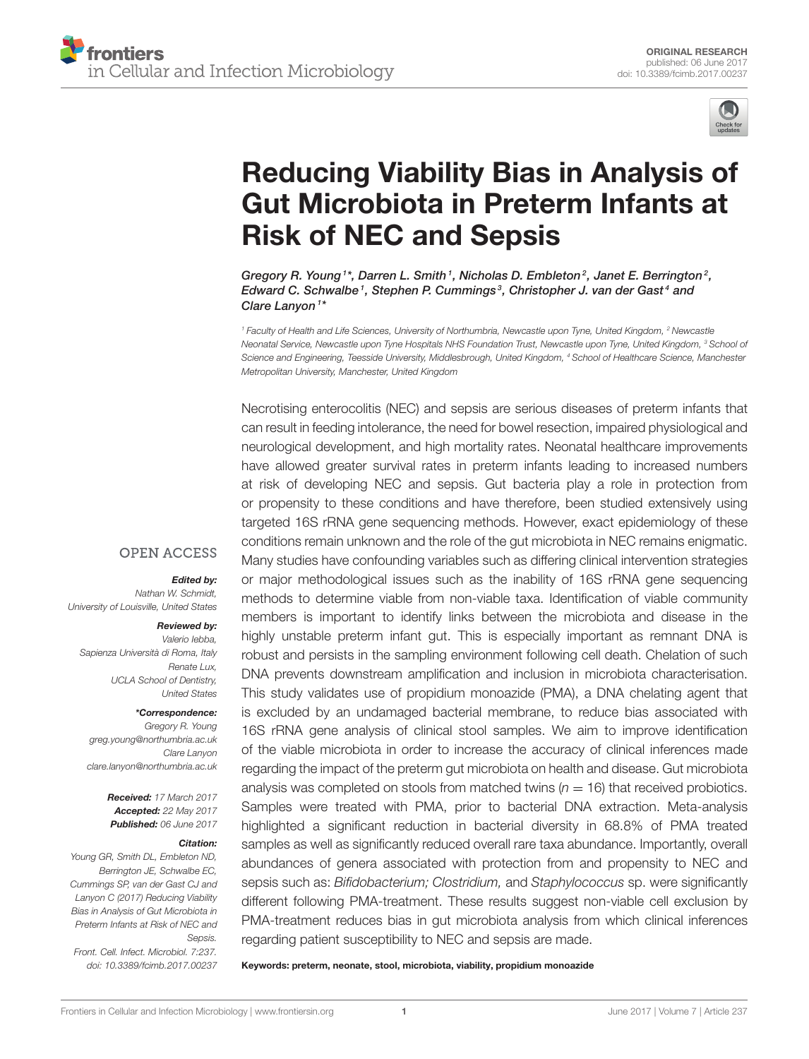ORIGINAL RESEARCH
published: 06 June 2017
doi: 10.3389/fcimb.2017.00237

# Reducing Viability Bias in Analysis of Gut Microbiota in Preterm Infants at Risk of NEC and Sepsis

*Gregory R. Young[1]\*, Darren L. Smith[1], Nicholas D. Embleton[2], Janet E. Berrington[2], Edward C. Schwalbe[1], Stephen P. Cummings[3], Christopher J. van der Gast[4] and Clare Lanyon[1]\**

[1] Faculty of Health and Life Sciences, University of Northumbria, Newcastle upon Tyne, United Kingdom, [2] Newcastle Neonatal Service, Newcastle upon Tyne Hospitals NHS Foundation Trust, Newcastle upon Tyne, United Kingdom, [3] School of Science and Engineering, Teesside University, Middlesbrough, United Kingdom, [4] School of Healthcare Science, Manchester Metropolitan University, Manchester, United Kingdom

Necrotising enterocolitis (NEC) and sepsis are serious diseases of preterm infants that can result in feeding intolerance, the need for bowel resection, impaired physiological and neurological development, and high mortality rates. Neonatal healthcare improvements have allowed greater survival rates in preterm infants leading to increased numbers at risk of developing NEC and sepsis. Gut bacteria play a role in protection from or propensity to these conditions and have therefore, been studied extensively using targeted 16S rRNA gene sequencing methods. However, exact epidemiology of these conditions remain unknown and the role of the gut microbiota in NEC remains enigmatic. Many studies have confounding variables such as differing clinical intervention strategies or major methodological issues such as the inability of 16S rRNA gene sequencing methods to determine viable from non-viable taxa. Identification of viable community members is important to identify links between the microbiota and disease in the highly unstable preterm infant gut. This is especially important as remnant DNA is robust and persists in the sampling environment following cell death. Chelation of such DNA prevents downstream amplification and inclusion in microbiota characterisation. This study validates use of propidium monoazide (PMA), a DNA chelating agent that is excluded by an undamaged bacterial membrane, to reduce bias associated with 16S rRNA gene analysis of clinical stool samples. We aim to improve identification of the viable microbiota in order to increase the accuracy of clinical inferences made regarding the impact of the preterm gut microbiota on health and disease. Gut microbiota analysis was completed on stools from matched twins ($n = 16$) that received probiotics. Samples were treated with PMA, prior to bacterial DNA extraction. Meta-analysis highlighted a significant reduction in bacterial diversity in 68.8% of PMA treated samples as well as significantly reduced overall rare taxa abundance. Importantly, overall abundances of genera associated with protection from and propensity to NEC and sepsis such as: *Bifidobacterium; Clostridium,* and *Staphylococcus* sp. were significantly different following PMA-treatment. These results suggest non-viable cell exclusion by PMA-treatment reduces bias in gut microbiota analysis from which clinical inferences regarding patient susceptibility to NEC and sepsis are made.

**Keywords: preterm, neonate, stool, microbiota, viability, propidium monoazide**

OPEN ACCESS

***Edited by:***
*Nathan W. Schmidt, University of Louisville, United States*

***Reviewed by:***
*Valerio Iebba, Sapienza Università di Roma, Italy*
*Renate Lux, UCLA School of Dentistry, United States*

***\*Correspondence:***
*Gregory R. Young*
*greg.young@northumbria.ac.uk*
*Clare Lanyon*
*clare.lanyon@northumbria.ac.uk*

***Received:*** *17 March 2017*
***Accepted:*** *22 May 2017*
***Published:*** *06 June 2017*

***Citation:***
*Young GR, Smith DL, Embleton ND, Berrington JE, Schwalbe EC, Cummings SP, van der Gast CJ and Lanyon C (2017) Reducing Viability Bias in Analysis of Gut Microbiota in Preterm Infants at Risk of NEC and Sepsis. Front. Cell. Infect. Microbiol. 7:237. doi: 10.3389/fcimb.2017.00237*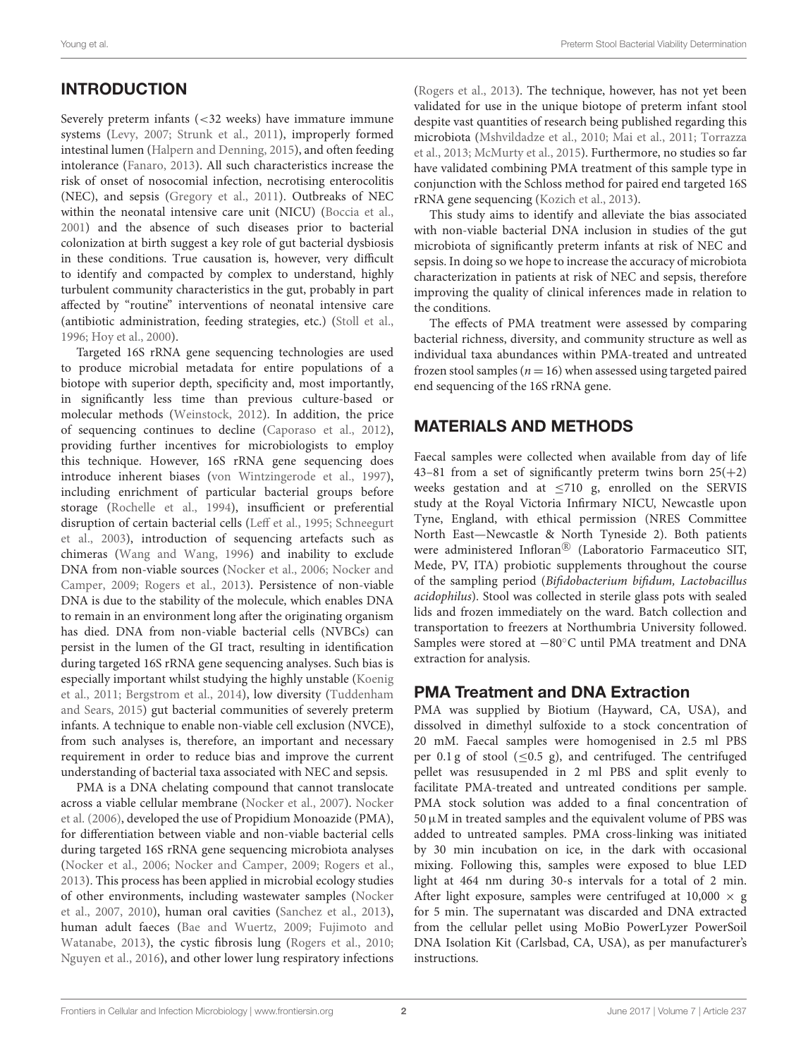## INTRODUCTION

Severely preterm infants (<32 weeks) have immature immune systems (Levy, 2007; Strunk et al., 2011), improperly formed intestinal lumen (Halpern and Denning, 2015), and often feeding intolerance (Fanaro, 2013). All such characteristics increase the risk of onset of nosocomial infection, necrotising enterocolitis (NEC), and sepsis (Gregory et al., 2011). Outbreaks of NEC within the neonatal intensive care unit (NICU) (Boccia et al., 2001) and the absence of such diseases prior to bacterial colonization at birth suggest a key role of gut bacterial dysbiosis in these conditions. True causation is, however, very difficult to identify and compacted by complex to understand, highly turbulent community characteristics in the gut, probably in part affected by "routine" interventions of neonatal intensive care (antibiotic administration, feeding strategies, etc.) (Stoll et al., 1996; Hoy et al., 2000).

Targeted 16S rRNA gene sequencing technologies are used to produce microbial metadata for entire populations of a biotope with superior depth, specificity and, most importantly, in significantly less time than previous culture-based or molecular methods (Weinstock, 2012). In addition, the price of sequencing continues to decline (Caporaso et al., 2012), providing further incentives for microbiologists to employ this technique. However, 16S rRNA gene sequencing does introduce inherent biases (von Wintzingerode et al., 1997), including enrichment of particular bacterial groups before storage (Rochelle et al., 1994), insufficient or preferential disruption of certain bacterial cells (Leff et al., 1995; Schneegurt et al., 2003), introduction of sequencing artefacts such as chimeras (Wang and Wang, 1996) and inability to exclude DNA from non-viable sources (Nocker et al., 2006; Nocker and Camper, 2009; Rogers et al., 2013). Persistence of non-viable DNA is due to the stability of the molecule, which enables DNA to remain in an environment long after the originating organism has died. DNA from non-viable bacterial cells (NVBCs) can persist in the lumen of the GI tract, resulting in identification during targeted 16S rRNA gene sequencing analyses. Such bias is especially important whilst studying the highly unstable (Koenig et al., 2011; Bergstrom et al., 2014), low diversity (Tuddenham and Sears, 2015) gut bacterial communities of severely preterm infants. A technique to enable non-viable cell exclusion (NVCE), from such analyses is, therefore, an important and necessary requirement in order to reduce bias and improve the current understanding of bacterial taxa associated with NEC and sepsis.

PMA is a DNA chelating compound that cannot translocate across a viable cellular membrane (Nocker et al., 2007). Nocker et al. (2006), developed the use of Propidium Monoazide (PMA), for differentiation between viable and non-viable bacterial cells during targeted 16S rRNA gene sequencing microbiota analyses (Nocker et al., 2006; Nocker and Camper, 2009; Rogers et al., 2013). This process has been applied in microbial ecology studies of other environments, including wastewater samples (Nocker et al., 2007, 2010), human oral cavities (Sanchez et al., 2013), human adult faeces (Bae and Wuertz, 2009; Fujimoto and Watanabe, 2013), the cystic fibrosis lung (Rogers et al., 2010; Nguyen et al., 2016), and other lower lung respiratory infections (Rogers et al., 2013). The technique, however, has not yet been validated for use in the unique biotope of preterm infant stool despite vast quantities of research being published regarding this microbiota (Mshvildadze et al., 2010; Mai et al., 2011; Torrazza et al., 2013; McMurty et al., 2015). Furthermore, no studies so far have validated combining PMA treatment of this sample type in conjunction with the Schloss method for paired end targeted 16S rRNA gene sequencing (Kozich et al., 2013).

This study aims to identify and alleviate the bias associated with non-viable bacterial DNA inclusion in studies of the gut microbiota of significantly preterm infants at risk of NEC and sepsis. In doing so we hope to increase the accuracy of microbiota characterization in patients at risk of NEC and sepsis, therefore improving the quality of clinical inferences made in relation to the conditions.

The effects of PMA treatment were assessed by comparing bacterial richness, diversity, and community structure as well as individual taxa abundances within PMA-treated and untreated frozen stool samples ($n = 16$) when assessed using targeted paired end sequencing of the 16S rRNA gene.

## MATERIALS AND METHODS

Faecal samples were collected when available from day of life 43–81 from a set of significantly preterm twins born 25(+2) weeks gestation and at ≤710 g, enrolled on the SERVIS study at the Royal Victoria Infirmary NICU, Newcastle upon Tyne, England, with ethical permission (NRES Committee North East—Newcastle & North Tyneside 2). Both patients were administered Infloran® (Laboratorio Farmaceutico SIT, Mede, PV, ITA) probiotic supplements throughout the course of the sampling period (*Bifidobacterium bifidum, Lactobacillus acidophilus*). Stool was collected in sterile glass pots with sealed lids and frozen immediately on the ward. Batch collection and transportation to freezers at Northumbria University followed. Samples were stored at −80°C until PMA treatment and DNA extraction for analysis.

### PMA Treatment and DNA Extraction

PMA was supplied by Biotium (Hayward, CA, USA), and dissolved in dimethyl sulfoxide to a stock concentration of 20 mM. Faecal samples were homogenised in 2.5 ml PBS per 0.1 g of stool (≤0.5 g), and centrifuged. The centrifuged pellet was resuspended in 2 ml PBS and split evenly to facilitate PMA-treated and untreated conditions per sample. PMA stock solution was added to a final concentration of 50 μM in treated samples and the equivalent volume of PBS was added to untreated samples. PMA cross-linking was initiated by 30 min incubation on ice, in the dark with occasional mixing. Following this, samples were exposed to blue LED light at 464 nm during 30-s intervals for a total of 2 min. After light exposure, samples were centrifuged at 10,000 × g for 5 min. The supernatant was discarded and DNA extracted from the cellular pellet using MoBio PowerLyzer PowerSoil DNA Isolation Kit (Carlsbad, CA, USA), as per manufacturer's instructions.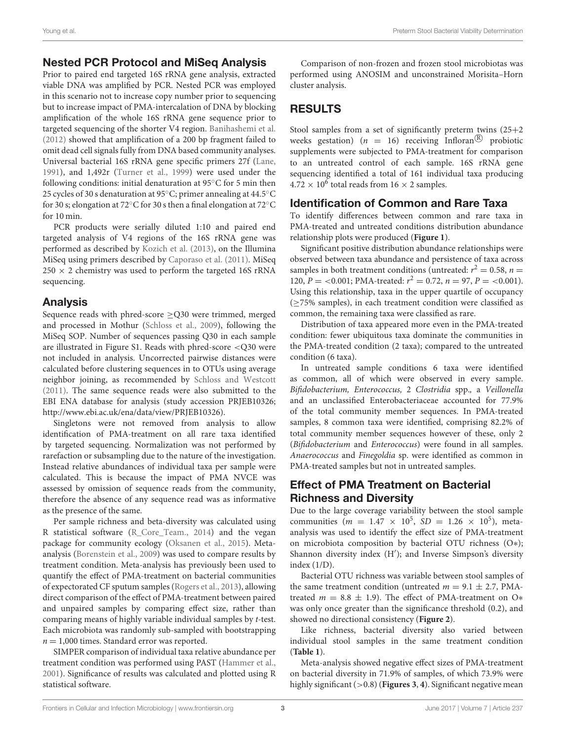## Nested PCR Protocol and MiSeq Analysis

Prior to paired end targeted 16S rRNA gene analysis, extracted viable DNA was amplified by PCR. Nested PCR was employed in this scenario not to increase copy number prior to sequencing but to increase impact of PMA-intercalation of DNA by blocking amplification of the whole 16S rRNA gene sequence prior to targeted sequencing of the shorter V4 region. Banihashemi et al. (2012) showed that amplification of a 200 bp fragment failed to omit dead cell signals fully from DNA based community analyses. Universal bacterial 16S rRNA gene specific primers 27f (Lane, 1991), and 1,492r (Turner et al., 1999) were used under the following conditions: initial denaturation at 95°C for 5 min then 25 cycles of 30 s denaturation at 95°C; primer annealing at 44.5°C for 30 s; elongation at 72°C for 30 s then a final elongation at 72°C for 10 min.

PCR products were serially diluted 1:10 and paired end targeted analysis of V4 regions of the 16S rRNA gene was performed as described by Kozich et al. (2013), on the Illumina MiSeq using primers described by Caporaso et al. (2011). MiSeq 250 × 2 chemistry was used to perform the targeted 16S rRNA sequencing.

## Analysis

Sequence reads with phred-score ≥Q30 were trimmed, merged and processed in Mothur (Schloss et al., 2009), following the MiSeq SOP. Number of sequences passing Q30 in each sample are illustrated in Figure S1. Reads with phred-score <Q30 were not included in analysis. Uncorrected pairwise distances were calculated before clustering sequences in to OTUs using average neighbor joining, as recommended by Schloss and Westcott (2011). The same sequence reads were also submitted to the EBI ENA database for analysis (study accession PRJEB10326; http://www.ebi.ac.uk/ena/data/view/PRJEB10326).

Singletons were not removed from analysis to allow identification of PMA-treatment on all rare taxa identified by targeted sequencing. Normalization was not performed by rarefaction or subsampling due to the nature of the investigation. Instead relative abundances of individual taxa per sample were calculated. This is because the impact of PMA NVCE was assessed by omission of sequence reads from the community, therefore the absence of any sequence read was as informative as the presence of the same.

Per sample richness and beta-diversity was calculated using R statistical software (R_Core_Team., 2014) and the vegan package for community ecology (Oksanen et al., 2015). Meta-analysis (Borenstein et al., 2009) was used to compare results by treatment condition. Meta-analysis has previously been used to quantify the effect of PMA-treatment on bacterial communities of expectorated CF sputum samples (Rogers et al., 2013), allowing direct comparison of the effect of PMA-treatment between paired and unpaired samples by comparing effect size, rather than comparing means of highly variable individual samples by *t*-test. Each microbiota was randomly sub-sampled with bootstrapping $n = 1,000$ times. Standard error was reported.

SIMPER comparison of individual taxa relative abundance per treatment condition was performed using PAST (Hammer et al., 2001). Significance of results was calculated and plotted using R statistical software.

Comparison of non-frozen and frozen stool microbiotas was performed using ANOSIM and unconstrained Morisita–Horn cluster analysis.

# RESULTS

Stool samples from a set of significantly preterm twins (25+2 weeks gestation) ($n = 16$) receiving Infloran® probiotic supplements were subjected to PMA-treatment for comparison to an untreated control of each sample. 16S rRNA gene sequencing identified a total of 161 individual taxa producing $4.72 \times 10^6$ total reads from 16 × 2 samples.

## Identification of Common and Rare Taxa

To identify differences between common and rare taxa in PMA-treated and untreated conditions distribution abundance relationship plots were produced (**Figure 1**).

Significant positive distribution abundance relationships were observed between taxa abundance and persistence of taxa across samples in both treatment conditions (untreated: $r^2 = 0.58$, $n = 120$, $P = <0.001$; PMA-treated: $r^2 = 0.72$, $n = 97$, $P = <0.001$). Using this relationship, taxa in the upper quartile of occupancy (≥75% samples), in each treatment condition were classified as common, the remaining taxa were classified as rare.

Distribution of taxa appeared more even in the PMA-treated condition: fewer ubiquitous taxa dominate the communities in the PMA-treated condition (2 taxa); compared to the untreated condition (6 taxa).

In untreated sample conditions 6 taxa were identified as common, all of which were observed in every sample. *Bifidobacterium, Enterococcus,* 2 *Clostridia* spp.*,* a *Veillonella* and an unclassified Enterobacteriaceae accounted for 77.9% of the total community member sequences. In PMA-treated samples, 8 common taxa were identified, comprising 82.2% of total community member sequences however of these, only 2 (*Bifidobacterium* and *Enterococcus*) were found in all samples. *Anaerococcus* and *Finegoldia* sp. were identified as common in PMA-treated samples but not in untreated samples.

## Effect of PMA Treatment on Bacterial Richness and Diversity

Due to the large coverage variability between the stool sample communities ($m = 1.47 \times 10^5$, $SD = 1.26 \times 10^5$), meta-analysis was used to identify the effect size of PMA-treatment on microbiota composition by bacterial OTU richness (O∗); Shannon diversity index (H′); and Inverse Simpson's diversity index (1/D).

Bacterial OTU richness was variable between stool samples of the same treatment condition (untreated $m = 9.1 \pm 2.7$, PMA-treated $m = 8.8 \pm 1.9$). The effect of PMA-treatment on O∗ was only once greater than the significance threshold (0.2), and showed no directional consistency (**Figure 2**).

Like richness, bacterial diversity also varied between individual stool samples in the same treatment condition (**Table 1**).

Meta-analysis showed negative effect sizes of PMA-treatment on bacterial diversity in 71.9% of samples, of which 73.9% were highly significant (>0.8) (**Figures 3**, **4**). Significant negative mean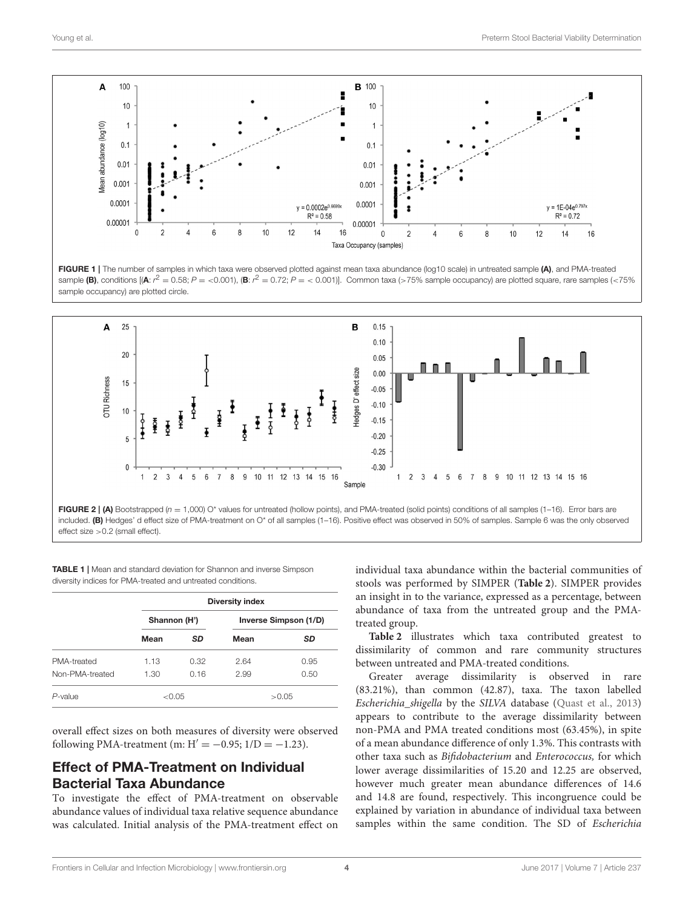FIGURE 1 | The number of samples in which taxa were observed plotted against mean taxa abundance (log10 scale) in untreated sample **(A)**, and PMA-treated sample **(B)**, conditions [(**A**: $r^2 = 0.58$; $P = <0.001$), (**B**: $r^2 = 0.72$; $P = < 0.001$)]. Common taxa (>75% sample occupancy) are plotted square, rare samples (<75% sample occupancy) are plotted circle.

FIGURE 2 | **(A)** Bootstrapped ($n = 1{,}000$) O* values for untreated (hollow points), and PMA-treated (solid points) conditions of all samples (1–16). Error bars are included. **(B)** Hedges' d effect size of PMA-treatment on O* of all samples (1–16). Positive effect was observed in 50% of samples. Sample 6 was the only observed effect size >0.2 (small effect).

**TABLE 1** | Mean and standard deviation for Shannon and inverse Simpson diversity indices for PMA-treated and untreated conditions.

| | Diversity index | | | |
|---|---|---|---|---|
| | Shannon (H') | | Inverse Simpson (1/D) | |
| | Mean | *SD* | Mean | *SD* |
| PMA-treated | 1.13 | 0.32 | 2.64 | 0.95 |
| Non-PMA-treated | 1.30 | 0.16 | 2.99 | 0.50 |
| *P*-value | <0.05 | | >0.05 | |

overall effect sizes on both measures of diversity were observed following PMA-treatment (m: $H' = -0.95$; $1/D = -1.23$).

## Effect of PMA-Treatment on Individual Bacterial Taxa Abundance

To investigate the effect of PMA-treatment on observable abundance values of individual taxa relative sequence abundance was calculated. Initial analysis of the PMA-treatment effect on individual taxa abundance within the bacterial communities of stools was performed by SIMPER (**Table 2**). SIMPER provides an insight in to the variance, expressed as a percentage, between abundance of taxa from the untreated group and the PMA-treated group.

**Table 2** illustrates which taxa contributed greatest to dissimilarity of common and rare community structures between untreated and PMA-treated conditions.

Greater average dissimilarity is observed in rare (83.21%), than common (42.87), taxa. The taxon labelled *Escherichia_shigella* by the *SILVA* database (Quast et al., 2013) appears to contribute to the average dissimilarity between non-PMA and PMA treated conditions most (63.45%), in spite of a mean abundance difference of only 1.3%. This contrasts with other taxa such as *Bifidobacterium* and *Enterococcus,* for which lower average dissimilarities of 15.20 and 12.25 are observed, however much greater mean abundance differences of 14.6 and 14.8 are found, respectively. This incongruence could be explained by variation in abundance of individual taxa between samples within the same condition. The SD of *Escherichia*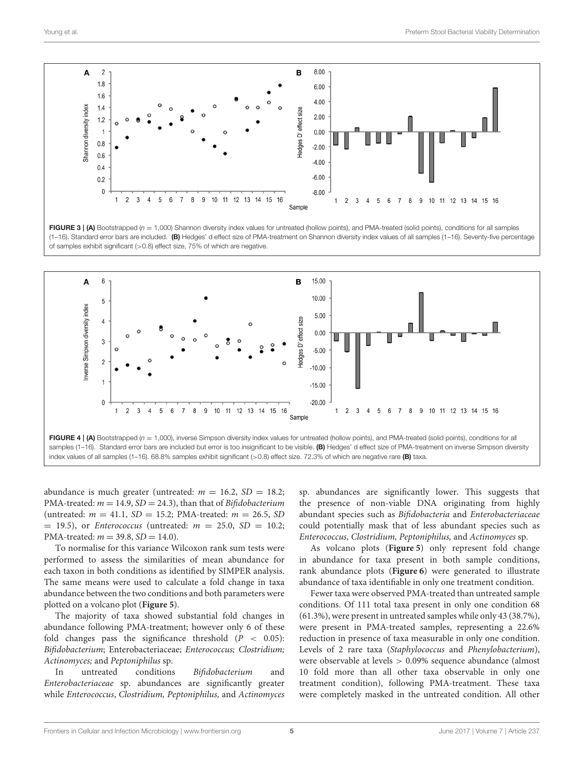**FIGURE 3 | (A)** Bootstrapped ($n = 1,000$) Shannon diversity index values for untreated (hollow points), and PMA-treated (solid points), conditions for all samples (1–16). Standard error bars are included. **(B)** Hedges' d effect size of PMA-treatment on Shannon diversity index values of all samples (1–16). Seventy-five percentage of samples exhibit significant (>0.8) effect size, 75% of which are negative.

**FIGURE 4 | (A)** Bootstrapped ($n = 1,000$), inverse Simpson diversity index values for untreated (hollow points), and PMA-treated (solid points), conditions for all samples (1–16). Standard error bars are included but error is too insignificant to be visible. **(B)** Hedges' d effect size of PMA-treatment on inverse Simpson diversity index values of all samples (1–16). 68.8% samples exhibit significant (>0.8) effect size. 72.3% of which are negative rare **(B)** taxa.

abundance is much greater (untreated: $m = 16.2$, $SD = 18.2$; PMA-treated: $m = 14.9$, $SD = 24.3$), than that of *Bifidobacterium* (untreated: $m = 41.1$, $SD = 15.2$; PMA-treated: $m = 26.5$, $SD = 19.5$), or *Enterococcus* (untreated: $m = 25.0$, $SD = 10.2$; PMA-treated: $m = 39.8$, $SD = 14.0$).

To normalise for this variance Wilcoxon rank sum tests were performed to assess the similarities of mean abundance for each taxon in both conditions as identified by SIMPER analysis. The same means were used to calculate a fold change in taxa abundance between the two conditions and both parameters were plotted on a volcano plot (**Figure 5**).

The majority of taxa showed substantial fold changes in abundance following PMA-treatment; however only 6 of these fold changes pass the significance threshold ($P < 0.05$): *Bifidobacterium*; Enterobacteriaceae; *Enterococcus; Clostridium; Actinomyces;* and *Peptoniphilus* sp.

In untreated conditions *Bifidobacterium* and *Enterobacteriaceae* sp. abundances are significantly greater while *Enterococcus*, *Clostridium, Peptoniphilus,* and *Actinomyces* sp. abundances are significantly lower. This suggests that the presence of non-viable DNA originating from highly abundant species such as *Bifidobacteria* and *Enterobacteriaceae* could potentially mask that of less abundant species such as *Enterococcus, Clostridium, Peptoniphilus,* and *Actinomyces* sp.

As volcano plots (**Figure 5**) only represent fold change in abundance for taxa present in both sample conditions, rank abundance plots (**Figure 6**) were generated to illustrate abundance of taxa identifiable in only one treatment condition.

Fewer taxa were observed PMA-treated than untreated sample conditions. Of 111 total taxa present in only one condition 68 (61.3%), were present in untreated samples while only 43 (38.7%), were present in PMA-treated samples, representing a 22.6% reduction in presence of taxa measurable in only one condition. Levels of 2 rare taxa (*Staphylococcus* and *Phenylobacterium*), were observable at levels > 0.09% sequence abundance (almost 10 fold more than all other taxa observable in only one treatment condition), following PMA-treatment. These taxa were completely masked in the untreated condition. All other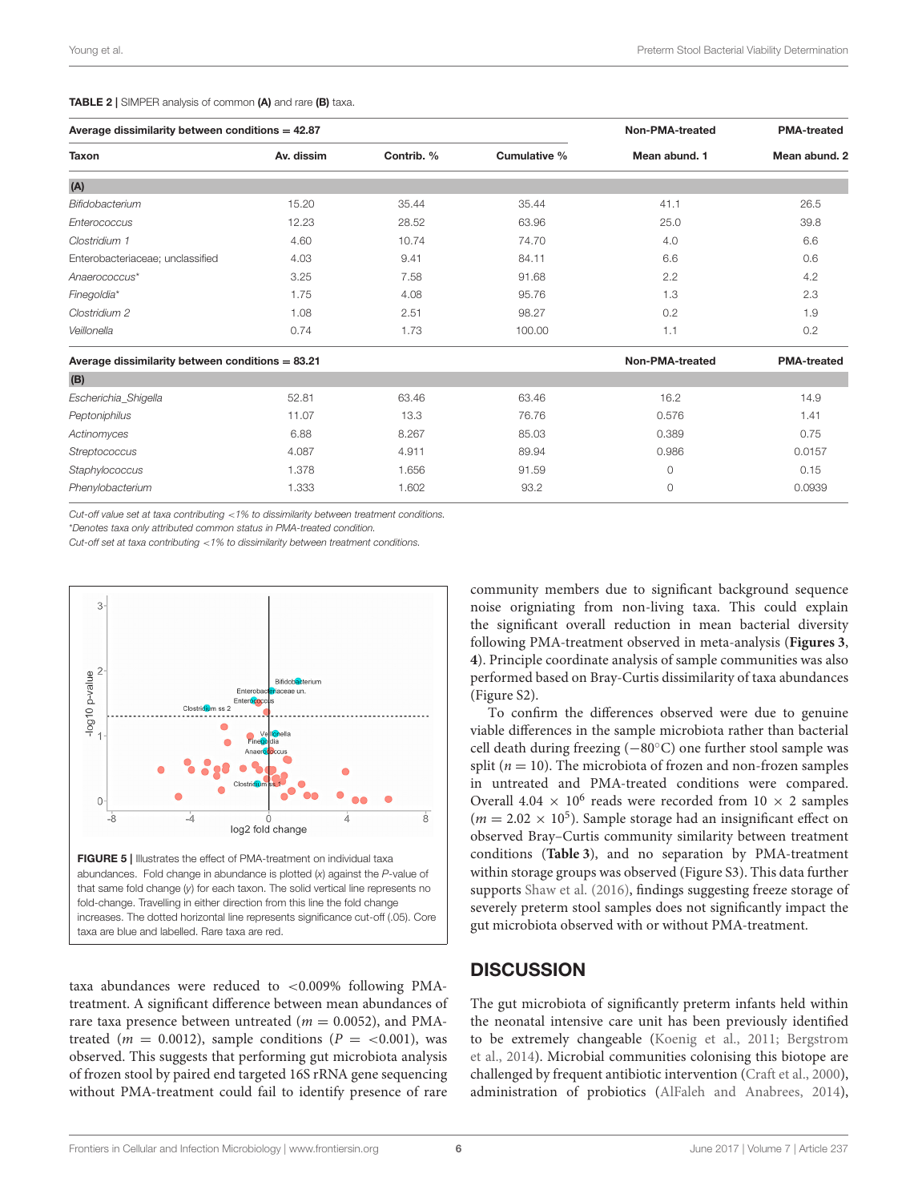**TABLE 2 |** SIMPER analysis of common **(A)** and rare **(B)** taxa.

| Average dissimilarity between conditions = 42.87 | | | | Non-PMA-treated | PMA-treated |
|---|---|---|---|---|---|
| **Taxon** | **Av. dissim** | **Contrib. %** | **Cumulative %** | **Mean abund. 1** | **Mean abund. 2** |
| **(A)** | | | | | |
| *Bifidobacterium* | 15.20 | 35.44 | 35.44 | 41.1 | 26.5 |
| *Enterococcus* | 12.23 | 28.52 | 63.96 | 25.0 | 39.8 |
| *Clostridium 1* | 4.60 | 10.74 | 74.70 | 4.0 | 6.6 |
| Enterobacteriaceae; unclassified | 4.03 | 9.41 | 84.11 | 6.6 | 0.6 |
| *Anaerococcus*\* | 3.25 | 7.58 | 91.68 | 2.2 | 4.2 |
| *Finegoldia*\* | 1.75 | 4.08 | 95.76 | 1.3 | 2.3 |
| *Clostridium 2* | 1.08 | 2.51 | 98.27 | 0.2 | 1.9 |
| *Veillonella* | 0.74 | 1.73 | 100.00 | 1.1 | 0.2 |
| **Average dissimilarity between conditions = 83.21** | | | | **Non-PMA-treated** | **PMA-treated** |
| **(B)** | | | | | |
| *Escherichia_Shigella* | 52.81 | 63.46 | 63.46 | 16.2 | 14.9 |
| *Peptoniphilus* | 11.07 | 13.3 | 76.76 | 0.576 | 1.41 |
| *Actinomyces* | 6.88 | 8.267 | 85.03 | 0.389 | 0.75 |
| *Streptococcus* | 4.087 | 4.911 | 89.94 | 0.986 | 0.0157 |
| *Staphylococcus* | 1.378 | 1.656 | 91.59 | 0 | 0.15 |
| *Phenylobacterium* | 1.333 | 1.602 | 93.2 | 0 | 0.0939 |

*Cut-off value set at taxa contributing <1% to dissimilarity between treatment conditions.*
*\*Denotes taxa only attributed common status in PMA-treated condition.*
*Cut-off set at taxa contributing <1% to dissimilarity between treatment conditions.*

**FIGURE 5 |** Illustrates the effect of PMA-treatment on individual taxa abundances. Fold change in abundance is plotted (*x*) against the *P*-value of that same fold change (*y*) for each taxon. The solid vertical line represents no fold-change. Travelling in either direction from this line the fold change increases. The dotted horizontal line represents significance cut-off (.05). Core taxa are blue and labelled. Rare taxa are red.

taxa abundances were reduced to <0.009% following PMA-treatment. A significant difference between mean abundances of rare taxa presence between untreated ($m = 0.0052$), and PMA-treated ($m = 0.0012$), sample conditions ($P = <0.001$), was observed. This suggests that performing gut microbiota analysis of frozen stool by paired end targeted 16S rRNA gene sequencing without PMA-treatment could fail to identify presence of rare community members due to significant background sequence noise origniating from non-living taxa. This could explain the significant overall reduction in mean bacterial diversity following PMA-treatment observed in meta-analysis (**Figures 3**, **4**). Principle coordinate analysis of sample communities was also performed based on Bray-Curtis dissimilarity of taxa abundances (Figure S2).

To confirm the differences observed were due to genuine viable differences in the sample microbiota rather than bacterial cell death during freezing (−80°C) one further stool sample was split ($n = 10$). The microbiota of frozen and non-frozen samples in untreated and PMA-treated conditions were compared. Overall $4.04 \times 10^6$ reads were recorded from $10 \times 2$ samples ($m = 2.02 \times 10^5$). Sample storage had an insignificant effect on observed Bray–Curtis community similarity between treatment conditions (**Table 3**), and no separation by PMA-treatment within storage groups was observed (Figure S3). This data further supports Shaw et al. (2016), findings suggesting freeze storage of severely preterm stool samples does not significantly impact the gut microbiota observed with or without PMA-treatment.

## DISCUSSION

The gut microbiota of significantly preterm infants held within the neonatal intensive care unit has been previously identified to be extremely changeable (Koenig et al., 2011; Bergstrom et al., 2014). Microbial communities colonising this biotope are challenged by frequent antibiotic intervention (Craft et al., 2000), administration of probiotics (AlFaleh and Anabrees, 2014),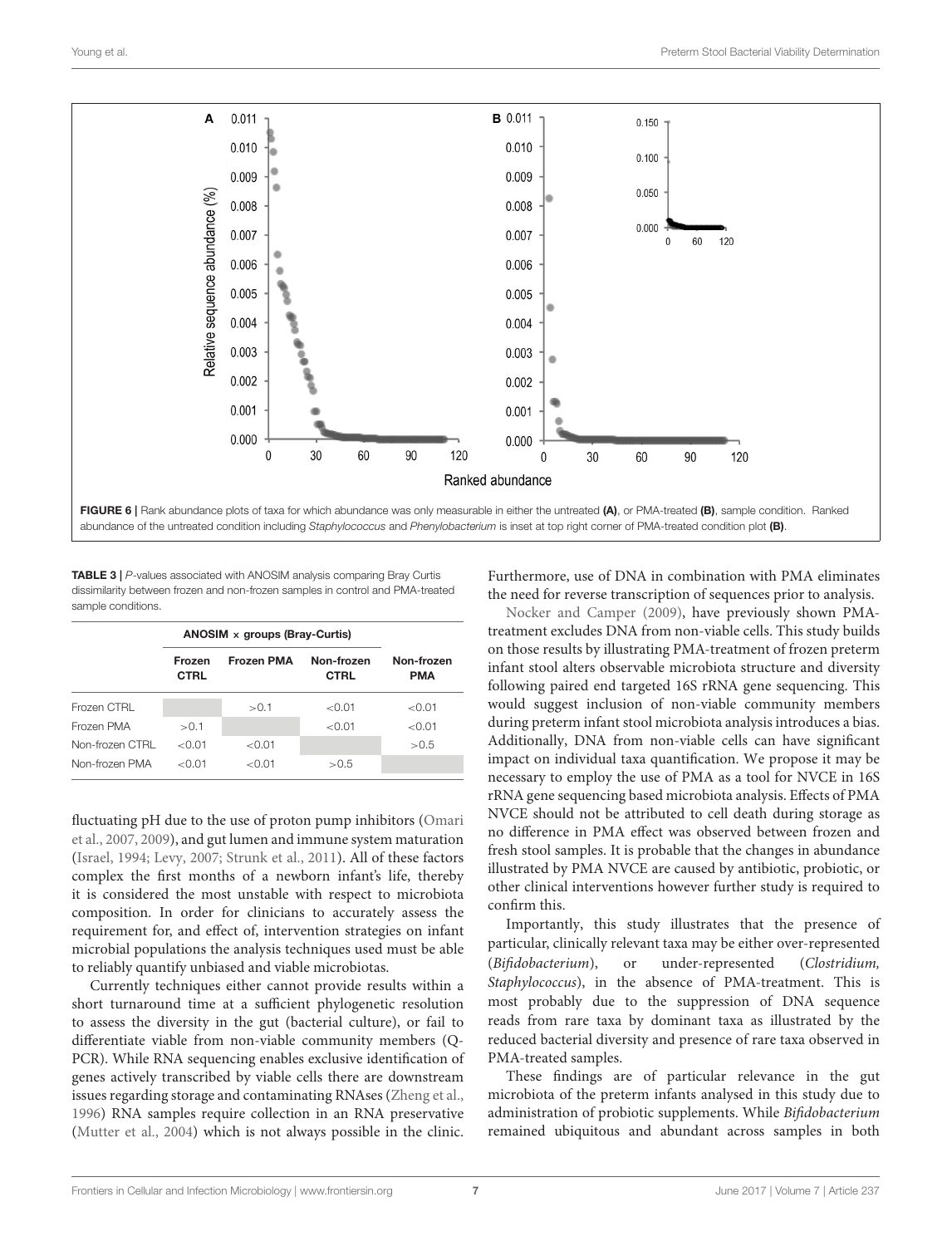FIGURE 6 | Rank abundance plots of taxa for which abundance was only measurable in either the untreated **(A)**, or PMA-treated **(B)**, sample condition. Ranked abundance of the untreated condition including *Staphylococcus* and *Phenylobacterium* is inset at top right corner of PMA-treated condition plot **(B)**.

**TABLE 3 |** *P*-values associated with ANOSIM analysis comparing Bray Curtis dissimilarity between frozen and non-frozen samples in control and PMA-treated sample conditions.

| | ANOSIM × groups (Bray-Curtis) | | | |
|---|---|---|---|---|
| | **Frozen CTRL** | **Frozen PMA** | **Non-frozen CTRL** | **Non-frozen PMA** |
| Frozen CTRL | | >0.1 | <0.01 | <0.01 |
| Frozen PMA | >0.1 | | <0.01 | <0.01 |
| Non-frozen CTRL | <0.01 | <0.01 | | >0.5 |
| Non-frozen PMA | <0.01 | <0.01 | >0.5 | |

fluctuating pH due to the use of proton pump inhibitors (Omari et al., 2007, 2009), and gut lumen and immune system maturation (Israel, 1994; Levy, 2007; Strunk et al., 2011). All of these factors complex the first months of a newborn infant's life, thereby it is considered the most unstable with respect to microbiota composition. In order for clinicians to accurately assess the requirement for, and effect of, intervention strategies on infant microbial populations the analysis techniques used must be able to reliably quantify unbiased and viable microbiotas.

Currently techniques either cannot provide results within a short turnaround time at a sufficient phylogenetic resolution to assess the diversity in the gut (bacterial culture), or fail to differentiate viable from non-viable community members (Q-PCR). While RNA sequencing enables exclusive identification of genes actively transcribed by viable cells there are downstream issues regarding storage and contaminating RNAses (Zheng et al., 1996) RNA samples require collection in an RNA preservative (Mutter et al., 2004) which is not always possible in the clinic. Furthermore, use of DNA in combination with PMA eliminates the need for reverse transcription of sequences prior to analysis.

Nocker and Camper (2009), have previously shown PMA-treatment excludes DNA from non-viable cells. This study builds on those results by illustrating PMA-treatment of frozen preterm infant stool alters observable microbiota structure and diversity following paired end targeted 16S rRNA gene sequencing. This would suggest inclusion of non-viable community members during preterm infant stool microbiota analysis introduces a bias. Additionally, DNA from non-viable cells can have significant impact on individual taxa quantification. We propose it may be necessary to employ the use of PMA as a tool for NVCE in 16S rRNA gene sequencing based microbiota analysis. Effects of PMA NVCE should not be attributed to cell death during storage as no difference in PMA effect was observed between frozen and fresh stool samples. It is probable that the changes in abundance illustrated by PMA NVCE are caused by antibiotic, probiotic, or other clinical interventions however further study is required to confirm this.

Importantly, this study illustrates that the presence of particular, clinically relevant taxa may be either over-represented (*Bifidobacterium*), or under-represented (*Clostridium, Staphylococcus*), in the absence of PMA-treatment. This is most probably due to the suppression of DNA sequence reads from rare taxa by dominant taxa as illustrated by the reduced bacterial diversity and presence of rare taxa observed in PMA-treated samples.

These findings are of particular relevance in the gut microbiota of the preterm infants analysed in this study due to administration of probiotic supplements. While *Bifidobacterium* remained ubiquitous and abundant across samples in both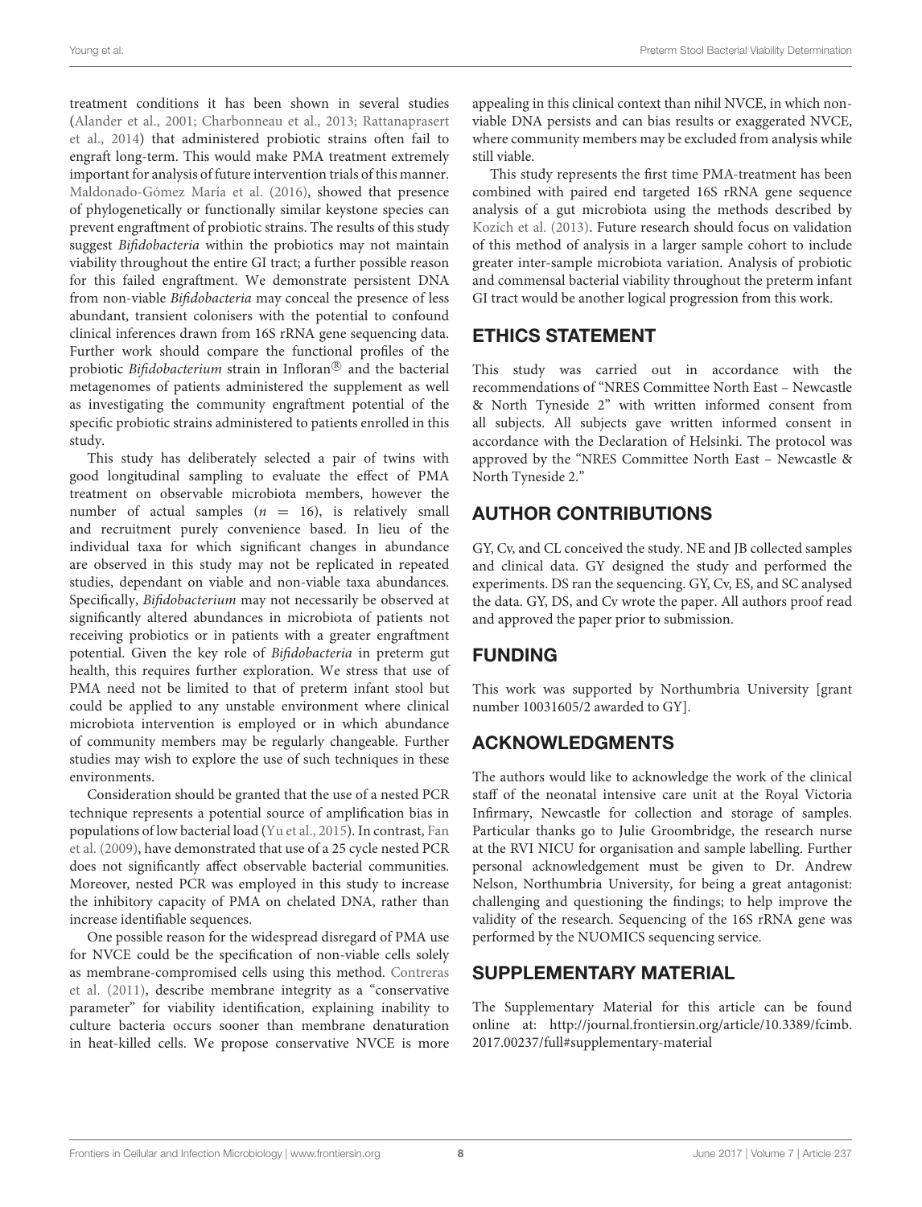treatment conditions it has been shown in several studies (Alander et al., 2001; Charbonneau et al., 2013; Rattanaprasert et al., 2014) that administered probiotic strains often fail to engraft long-term. This would make PMA treatment extremely important for analysis of future intervention trials of this manner. Maldonado-Gómez María et al. (2016), showed that presence of phylogenetically or functionally similar keystone species can prevent engraftment of probiotic strains. The results of this study suggest *Bifidobacteria* within the probiotics may not maintain viability throughout the entire GI tract; a further possible reason for this failed engraftment. We demonstrate persistent DNA from non-viable *Bifidobacteria* may conceal the presence of less abundant, transient colonisers with the potential to confound clinical inferences drawn from 16S rRNA gene sequencing data. Further work should compare the functional profiles of the probiotic *Bifidobacterium* strain in Infloran® and the bacterial metagenomes of patients administered the supplement as well as investigating the community engraftment potential of the specific probiotic strains administered to patients enrolled in this study.

This study has deliberately selected a pair of twins with good longitudinal sampling to evaluate the effect of PMA treatment on observable microbiota members, however the number of actual samples ($n = 16$), is relatively small and recruitment purely convenience based. In lieu of the individual taxa for which significant changes in abundance are observed in this study may not be replicated in repeated studies, dependant on viable and non-viable taxa abundances. Specifically, *Bifidobacterium* may not necessarily be observed at significantly altered abundances in microbiota of patients not receiving probiotics or in patients with a greater engraftment potential. Given the key role of *Bifidobacteria* in preterm gut health, this requires further exploration. We stress that use of PMA need not be limited to that of preterm infant stool but could be applied to any unstable environment where clinical microbiota intervention is employed or in which abundance of community members may be regularly changeable. Further studies may wish to explore the use of such techniques in these environments.

Consideration should be granted that the use of a nested PCR technique represents a potential source of amplification bias in populations of low bacterial load (Yu et al., 2015). In contrast, Fan et al. (2009), have demonstrated that use of a 25 cycle nested PCR does not significantly affect observable bacterial communities. Moreover, nested PCR was employed in this study to increase the inhibitory capacity of PMA on chelated DNA, rather than increase identifiable sequences.

One possible reason for the widespread disregard of PMA use for NVCE could be the specification of non-viable cells solely as membrane-compromised cells using this method. Contreras et al. (2011), describe membrane integrity as a "conservative parameter" for viability identification, explaining inability to culture bacteria occurs sooner than membrane denaturation in heat-killed cells. We propose conservative NVCE is more appealing in this clinical context than nihil NVCE, in which non-viable DNA persists and can bias results or exaggerated NVCE, where community members may be excluded from analysis while still viable.

This study represents the first time PMA-treatment has been combined with paired end targeted 16S rRNA gene sequence analysis of a gut microbiota using the methods described by Kozich et al. (2013). Future research should focus on validation of this method of analysis in a larger sample cohort to include greater inter-sample microbiota variation. Analysis of probiotic and commensal bacterial viability throughout the preterm infant GI tract would be another logical progression from this work.

## ETHICS STATEMENT

This study was carried out in accordance with the recommendations of "NRES Committee North East – Newcastle & North Tyneside 2" with written informed consent from all subjects. All subjects gave written informed consent in accordance with the Declaration of Helsinki. The protocol was approved by the "NRES Committee North East – Newcastle & North Tyneside 2."

## AUTHOR CONTRIBUTIONS

GY, Cv, and CL conceived the study. NE and JB collected samples and clinical data. GY designed the study and performed the experiments. DS ran the sequencing. GY, Cv, ES, and SC analysed the data. GY, DS, and Cv wrote the paper. All authors proof read and approved the paper prior to submission.

## FUNDING

This work was supported by Northumbria University [grant number 10031605/2 awarded to GY].

## ACKNOWLEDGMENTS

The authors would like to acknowledge the work of the clinical staff of the neonatal intensive care unit at the Royal Victoria Infirmary, Newcastle for collection and storage of samples. Particular thanks go to Julie Groombridge, the research nurse at the RVI NICU for organisation and sample labelling. Further personal acknowledgement must be given to Dr. Andrew Nelson, Northumbria University, for being a great antagonist: challenging and questioning the findings; to help improve the validity of the research. Sequencing of the 16S rRNA gene was performed by the NUOMICS sequencing service.

## SUPPLEMENTARY MATERIAL

The Supplementary Material for this article can be found online at: http://journal.frontiersin.org/article/10.3389/fcimb.2017.00237/full#supplementary-material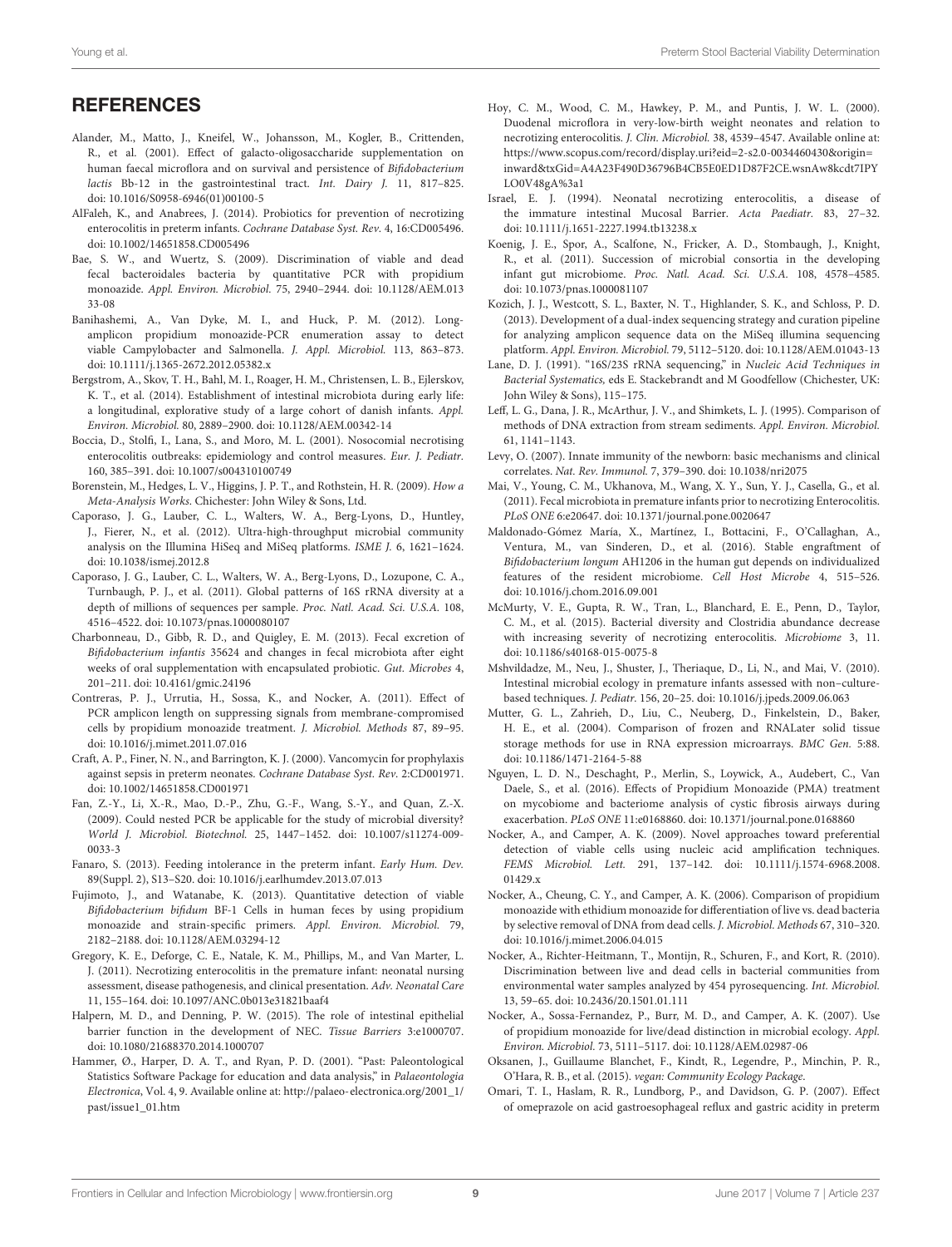## REFERENCES

Alander, M., Matto, J., Kneifel, W., Johansson, M., Kogler, B., Crittenden, R., et al. (2001). Effect of galacto-oligosaccharide supplementation on human faecal microflora and on survival and persistence of *Bifidobacterium lactis* Bb-12 in the gastrointestinal tract. *Int. Dairy J.* 11, 817–825. doi: 10.1016/S0958-6946(01)00100-5

AlFaleh, K., and Anabrees, J. (2014). Probiotics for prevention of necrotizing enterocolitis in preterm infants. *Cochrane Database Syst. Rev.* 4, 16:CD005496. doi: 10.1002/14651858.CD005496

Bae, S. W., and Wuertz, S. (2009). Discrimination of viable and dead fecal bacteroidales bacteria by quantitative PCR with propidium monoazide. *Appl. Environ. Microbiol.* 75, 2940–2944. doi: 10.1128/AEM.01333-08

Banihashemi, A., Van Dyke, M. I., and Huck, P. M. (2012). Long-amplicon propidium monoazide-PCR enumeration assay to detect viable Campylobacter and Salmonella. *J. Appl. Microbiol.* 113, 863–873. doi: 10.1111/j.1365-2672.2012.05382.x

Bergstrom, A., Skov, T. H., Bahl, M. I., Roager, H. M., Christensen, L. B., Ejlerskov, K. T., et al. (2014). Establishment of intestinal microbiota during early life: a longitudinal, explorative study of a large cohort of danish infants. *Appl. Environ. Microbiol.* 80, 2889–2900. doi: 10.1128/AEM.00342-14

Boccia, D., Stolfi, I., Lana, S., and Moro, M. L. (2001). Nosocomial necrotising enterocolitis outbreaks: epidemiology and control measures. *Eur. J. Pediatr.* 160, 385–391. doi: 10.1007/s004310100749

Borenstein, M., Hedges, L. V., Higgins, J. P. T., and Rothstein, H. R. (2009). *How a Meta-Analysis Works.* Chichester: John Wiley & Sons, Ltd.

Caporaso, J. G., Lauber, C. L., Walters, W. A., Berg-Lyons, D., Huntley, J., Fierer, N., et al. (2012). Ultra-high-throughput microbial community analysis on the Illumina HiSeq and MiSeq platforms. *ISME J.* 6, 1621–1624. doi: 10.1038/ismej.2012.8

Caporaso, J. G., Lauber, C. L., Walters, W. A., Berg-Lyons, D., Lozupone, C. A., Turnbaugh, P. J., et al. (2011). Global patterns of 16S rRNA diversity at a depth of millions of sequences per sample. *Proc. Natl. Acad. Sci. U.S.A.* 108, 4516–4522. doi: 10.1073/pnas.1000080107

Charbonneau, D., Gibb, R. D., and Quigley, E. M. (2013). Fecal excretion of *Bifidobacterium infantis* 35624 and changes in fecal microbiota after eight weeks of oral supplementation with encapsulated probiotic. *Gut. Microbes* 4, 201–211. doi: 10.4161/gmic.24196

Contreras, P. J., Urrutia, H., Sossa, K., and Nocker, A. (2011). Effect of PCR amplicon length on suppressing signals from membrane-compromised cells by propidium monoazide treatment. *J. Microbiol. Methods* 87, 89–95. doi: 10.1016/j.mimet.2011.07.016

Craft, A. P., Finer, N. N., and Barrington, K. J. (2000). Vancomycin for prophylaxis against sepsis in preterm neonates. *Cochrane Database Syst. Rev.* 2:CD001971. doi: 10.1002/14651858.CD001971

Fan, Z.-Y., Li, X.-R., Mao, D.-P., Zhu, G.-F., Wang, S.-Y., and Quan, Z.-X. (2009). Could nested PCR be applicable for the study of microbial diversity? *World J. Microbiol. Biotechnol.* 25, 1447–1452. doi: 10.1007/s11274-009-0033-3

Fanaro, S. (2013). Feeding intolerance in the preterm infant. *Early Hum. Dev.* 89(Suppl. 2), S13–S20. doi: 10.1016/j.earlhumdev.2013.07.013

Fujimoto, J., and Watanabe, K. (2013). Quantitative detection of viable *Bifidobacterium bifidum* BF-1 Cells in human feces by using propidium monoazide and strain-specific primers. *Appl. Environ. Microbiol.* 79, 2182–2188. doi: 10.1128/AEM.03294-12

Gregory, K. E., Deforge, C. E., Natale, K. M., Phillips, M., and Van Marter, L. J. (2011). Necrotizing enterocolitis in the premature infant: neonatal nursing assessment, disease pathogenesis, and clinical presentation. *Adv. Neonatal Care* 11, 155–164. doi: 10.1097/ANC.0b013e31821baaf4

Halpern, M. D., and Denning, P. W. (2015). The role of intestinal epithelial barrier function in the development of NEC. *Tissue Barriers* 3:e1000707. doi: 10.1080/21688370.2014.1000707

Hammer, Ø., Harper, D. A. T., and Ryan, P. D. (2001). "Past: Paleontological Statistics Software Package for education and data analysis," in *Palaeontologia Electronica*, Vol. 4, 9. Available online at: http://palaeo-electronica.org/2001_1/past/issue1_01.htm

Hoy, C. M., Wood, C. M., Hawkey, P. M., and Puntis, J. W. L. (2000). Duodenal microflora in very-low-birth weight neonates and relation to necrotizing enterocolitis. *J. Clin. Microbiol.* 38, 4539–4547. Available online at: https://www.scopus.com/record/display.uri?eid=2-s2.0-0034460430&origin=inward&txGid=A4A23F490D36796B4CB5E0ED1D87F2CE.wsnAw8kcdt7IPYLO0V48gA%3a1

Israel, E. J. (1994). Neonatal necrotizing enterocolitis, a disease of the immature intestinal Mucosal Barrier. *Acta Paediatr.* 83, 27–32. doi: 10.1111/j.1651-2227.1994.tb13238.x

Koenig, J. E., Spor, A., Scalfone, N., Fricker, A. D., Stombaugh, J., Knight, R., et al. (2011). Succession of microbial consortia in the developing infant gut microbiome. *Proc. Natl. Acad. Sci. U.S.A.* 108, 4578–4585. doi: 10.1073/pnas.1000081107

Kozich, J. J., Westcott, S. L., Baxter, N. T., Highlander, S. K., and Schloss, P. D. (2013). Development of a dual-index sequencing strategy and curation pipeline for analyzing amplicon sequence data on the MiSeq illumina sequencing platform. *Appl. Environ. Microbiol.* 79, 5112–5120. doi: 10.1128/AEM.01043-13

Lane, D. J. (1991). "16S/23S rRNA sequencing," in *Nucleic Acid Techniques in Bacterial Systematics,* eds E. Stackebrandt and M Goodfellow (Chichester, UK: John Wiley & Sons), 115–175.

Leff, L. G., Dana, J. R., McArthur, J. V., and Shimkets, L. J. (1995). Comparison of methods of DNA extraction from stream sediments. *Appl. Environ. Microbiol.* 61, 1141–1143.

Levy, O. (2007). Innate immunity of the newborn: basic mechanisms and clinical correlates. *Nat. Rev. Immunol.* 7, 379–390. doi: 10.1038/nri2075

Mai, V., Young, C. M., Ukhanova, M., Wang, X. Y., Sun, Y. J., Casella, G., et al. (2011). Fecal microbiota in premature infants prior to necrotizing Enterocolitis. *PLoS ONE* 6:e20647. doi: 10.1371/journal.pone.0020647

Maldonado-Gómez María, X., Martínez, I., Bottacini, F., O'Callaghan, A., Ventura, M., van Sinderen, D., et al. (2016). Stable engraftment of *Bifidobacterium longum* AH1206 in the human gut depends on individualized features of the resident microbiome. *Cell Host Microbe* 4, 515–526. doi: 10.1016/j.chom.2016.09.001

McMurty, V. E., Gupta, R. W., Tran, L., Blanchard, E. E., Penn, D., Taylor, C. M., et al. (2015). Bacterial diversity and Clostridia abundance decrease with increasing severity of necrotizing enterocolitis. *Microbiome* 3, 11. doi: 10.1186/s40168-015-0075-8

Mshvildadze, M., Neu, J., Shuster, J., Theriaque, D., Li, N., and Mai, V. (2010). Intestinal microbial ecology in premature infants assessed with non–culture-based techniques. *J. Pediatr.* 156, 20–25. doi: 10.1016/j.jpeds.2009.06.063

Mutter, G. L., Zahrieh, D., Liu, C., Neuberg, D., Finkelstein, D., Baker, H. E., et al. (2004). Comparison of frozen and RNALater solid tissue storage methods for use in RNA expression microarrays. *BMC Gen.* 5:88. doi: 10.1186/1471-2164-5-88

Nguyen, L. D. N., Deschaght, P., Merlin, S., Loywick, A., Audebert, C., Van Daele, S., et al. (2016). Effects of Propidium Monoazide (PMA) treatment on mycobiome and bacteriome analysis of cystic fibrosis airways during exacerbation. *PLoS ONE* 11:e0168860. doi: 10.1371/journal.pone.0168860

Nocker, A., and Camper, A. K. (2009). Novel approaches toward preferential detection of viable cells using nucleic acid amplification techniques. *FEMS Microbiol. Lett.* 291, 137–142. doi: 10.1111/j.1574-6968.2008.01429.x

Nocker, A., Cheung, C. Y., and Camper, A. K. (2006). Comparison of propidium monoazide with ethidium monoazide for differentiation of live vs. dead bacteria by selective removal of DNA from dead cells. *J. Microbiol. Methods* 67, 310–320. doi: 10.1016/j.mimet.2006.04.015

Nocker, A., Richter-Heitmann, T., Montijn, R., Schuren, F., and Kort, R. (2010). Discrimination between live and dead cells in bacterial communities from environmental water samples analyzed by 454 pyrosequencing. *Int. Microbiol.* 13, 59–65. doi: 10.2436/20.1501.01.111

Nocker, A., Sossa-Fernandez, P., Burr, M. D., and Camper, A. K. (2007). Use of propidium monoazide for live/dead distinction in microbial ecology. *Appl. Environ. Microbiol.* 73, 5111–5117. doi: 10.1128/AEM.02987-06

Oksanen, J., Guillaume Blanchet, F., Kindt, R., Legendre, P., Minchin, P. R., O'Hara, R. B., et al. (2015). *vegan: Community Ecology Package*.

Omari, T. I., Haslam, R. R., Lundborg, P., and Davidson, G. P. (2007). Effect of omeprazole on acid gastroesophageal reflux and gastric acidity in preterm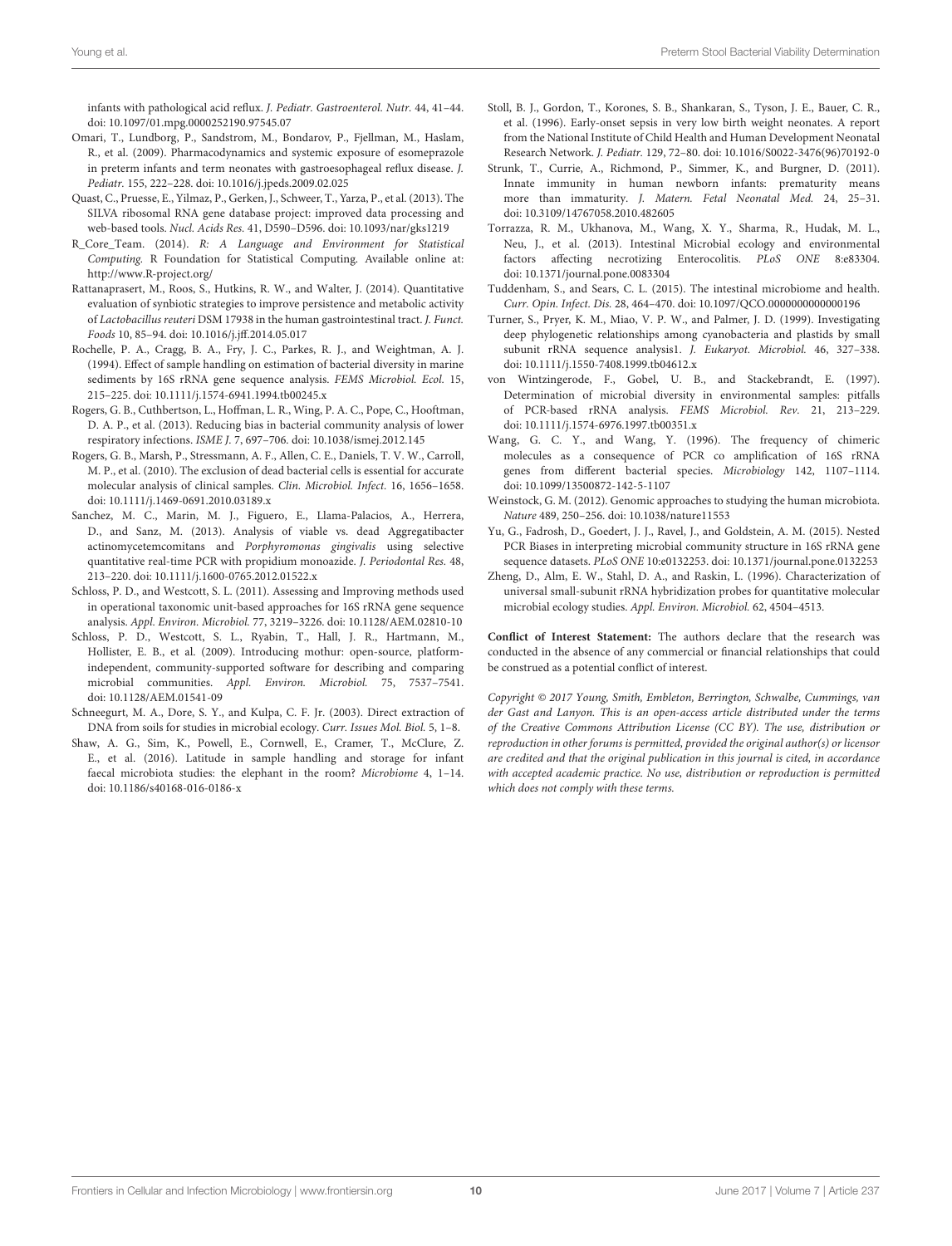infants with pathological acid reflux. *J. Pediatr. Gastroenterol. Nutr.* 44, 41–44. doi: 10.1097/01.mpg.0000252190.97545.07

Omari, T., Lundborg, P., Sandstrom, M., Bondarov, P., Fjellman, M., Haslam, R., et al. (2009). Pharmacodynamics and systemic exposure of esomeprazole in preterm infants and term neonates with gastroesophageal reflux disease. *J. Pediatr.* 155, 222–228. doi: 10.1016/j.jpeds.2009.02.025

Quast, C., Pruesse, E., Yilmaz, P., Gerken, J., Schweer, T., Yarza, P., et al. (2013). The SILVA ribosomal RNA gene database project: improved data processing and web-based tools. *Nucl. Acids Res.* 41, D590–D596. doi: 10.1093/nar/gks1219

R_Core_Team. (2014). *R: A Language and Environment for Statistical Computing.* R Foundation for Statistical Computing. Available online at: http://www.R-project.org/

Rattanaprasert, M., Roos, S., Hutkins, R. W., and Walter, J. (2014). Quantitative evaluation of synbiotic strategies to improve persistence and metabolic activity of *Lactobacillus reuteri* DSM 17938 in the human gastrointestinal tract. *J. Funct. Foods* 10, 85–94. doi: 10.1016/j.jff.2014.05.017

Rochelle, P. A., Cragg, B. A., Fry, J. C., Parkes, R. J., and Weightman, A. J. (1994). Effect of sample handling on estimation of bacterial diversity in marine sediments by 16S rRNA gene sequence analysis. *FEMS Microbiol. Ecol.* 15, 215–225. doi: 10.1111/j.1574-6941.1994.tb00245.x

Rogers, G. B., Cuthbertson, L., Hoffman, L. R., Wing, P. A. C., Pope, C., Hooftman, D. A. P., et al. (2013). Reducing bias in bacterial community analysis of lower respiratory infections. *ISME J.* 7, 697–706. doi: 10.1038/ismej.2012.145

Rogers, G. B., Marsh, P., Stressmann, A. F., Allen, C. E., Daniels, T. V. W., Carroll, M. P., et al. (2010). The exclusion of dead bacterial cells is essential for accurate molecular analysis of clinical samples. *Clin. Microbiol. Infect.* 16, 1656–1658. doi: 10.1111/j.1469-0691.2010.03189.x

Sanchez, M. C., Marin, M. J., Figuero, E., Llama-Palacios, A., Herrera, D., and Sanz, M. (2013). Analysis of viable vs. dead Aggregatibacter actinomycetemcomitans and *Porphyromonas gingivalis* using selective quantitative real-time PCR with propidium monoazide. *J. Periodontal Res.* 48, 213–220. doi: 10.1111/j.1600-0765.2012.01522.x

Schloss, P. D., and Westcott, S. L. (2011). Assessing and Improving methods used in operational taxonomic unit-based approaches for 16S rRNA gene sequence analysis. *Appl. Environ. Microbiol.* 77, 3219–3226. doi: 10.1128/AEM.02810-10

Schloss, P. D., Westcott, S. L., Ryabin, T., Hall, J. R., Hartmann, M., Hollister, E. B., et al. (2009). Introducing mothur: open-source, platform-independent, community-supported software for describing and comparing microbial communities. *Appl. Environ. Microbiol.* 75, 7537–7541. doi: 10.1128/AEM.01541-09

Schneegurt, M. A., Dore, S. Y., and Kulpa, C. F. Jr. (2003). Direct extraction of DNA from soils for studies in microbial ecology. *Curr. Issues Mol. Biol.* 5, 1–8.

Shaw, A. G., Sim, K., Powell, E., Cornwell, E., Cramer, T., McClure, Z. E., et al. (2016). Latitude in sample handling and storage for infant faecal microbiota studies: the elephant in the room? *Microbiome* 4, 1–14. doi: 10.1186/s40168-016-0186-x

Stoll, B. J., Gordon, T., Korones, S. B., Shankaran, S., Tyson, J. E., Bauer, C. R., et al. (1996). Early-onset sepsis in very low birth weight neonates. A report from the National Institute of Child Health and Human Development Neonatal Research Network. *J. Pediatr.* 129, 72–80. doi: 10.1016/S0022-3476(96)70192-0

Strunk, T., Currie, A., Richmond, P., Simmer, K., and Burgner, D. (2011). Innate immunity in human newborn infants: prematurity means more than immaturity. *J. Matern. Fetal Neonatal Med.* 24, 25–31. doi: 10.3109/14767058.2010.482605

Torrazza, R. M., Ukhanova, M., Wang, X. Y., Sharma, R., Hudak, M. L., Neu, J., et al. (2013). Intestinal Microbial ecology and environmental factors affecting necrotizing Enterocolitis. *PLoS ONE* 8:e83304. doi: 10.1371/journal.pone.0083304

Tuddenham, S., and Sears, C. L. (2015). The intestinal microbiome and health. *Curr. Opin. Infect. Dis.* 28, 464–470. doi: 10.1097/QCO.0000000000000196

Turner, S., Pryer, K. M., Miao, V. P. W., and Palmer, J. D. (1999). Investigating deep phylogenetic relationships among cyanobacteria and plastids by small subunit rRNA sequence analysis1. *J. Eukaryot. Microbiol.* 46, 327–338. doi: 10.1111/j.1550-7408.1999.tb04612.x

von Wintzingerode, F., Gobel, U. B., and Stackebrandt, E. (1997). Determination of microbial diversity in environmental samples: pitfalls of PCR-based rRNA analysis. *FEMS Microbiol. Rev.* 21, 213–229. doi: 10.1111/j.1574-6976.1997.tb00351.x

Wang, G. C. Y., and Wang, Y. (1996). The frequency of chimeric molecules as a consequence of PCR co amplification of 16S rRNA genes from different bacterial species. *Microbiology* 142, 1107–1114. doi: 10.1099/13500872-142-5-1107

Weinstock, G. M. (2012). Genomic approaches to studying the human microbiota. *Nature* 489, 250–256. doi: 10.1038/nature11553

Yu, G., Fadrosh, D., Goedert, J. J., Ravel, J., and Goldstein, A. M. (2015). Nested PCR Biases in interpreting microbial community structure in 16S rRNA gene sequence datasets. *PLoS ONE* 10:e0132253. doi: 10.1371/journal.pone.0132253

Zheng, D., Alm, E. W., Stahl, D. A., and Raskin, L. (1996). Characterization of universal small-subunit rRNA hybridization probes for quantitative molecular microbial ecology studies. *Appl. Environ. Microbiol.* 62, 4504–4513.

**Conflict of Interest Statement:** The authors declare that the research was conducted in the absence of any commercial or financial relationships that could be construed as a potential conflict of interest.

*Copyright © 2017 Young, Smith, Embleton, Berrington, Schwalbe, Cummings, van der Gast and Lanyon. This is an open-access article distributed under the terms of the Creative Commons Attribution License (CC BY). The use, distribution or reproduction in other forums is permitted, provided the original author(s) or licensor are credited and that the original publication in this journal is cited, in accordance with accepted academic practice. No use, distribution or reproduction is permitted which does not comply with these terms.*